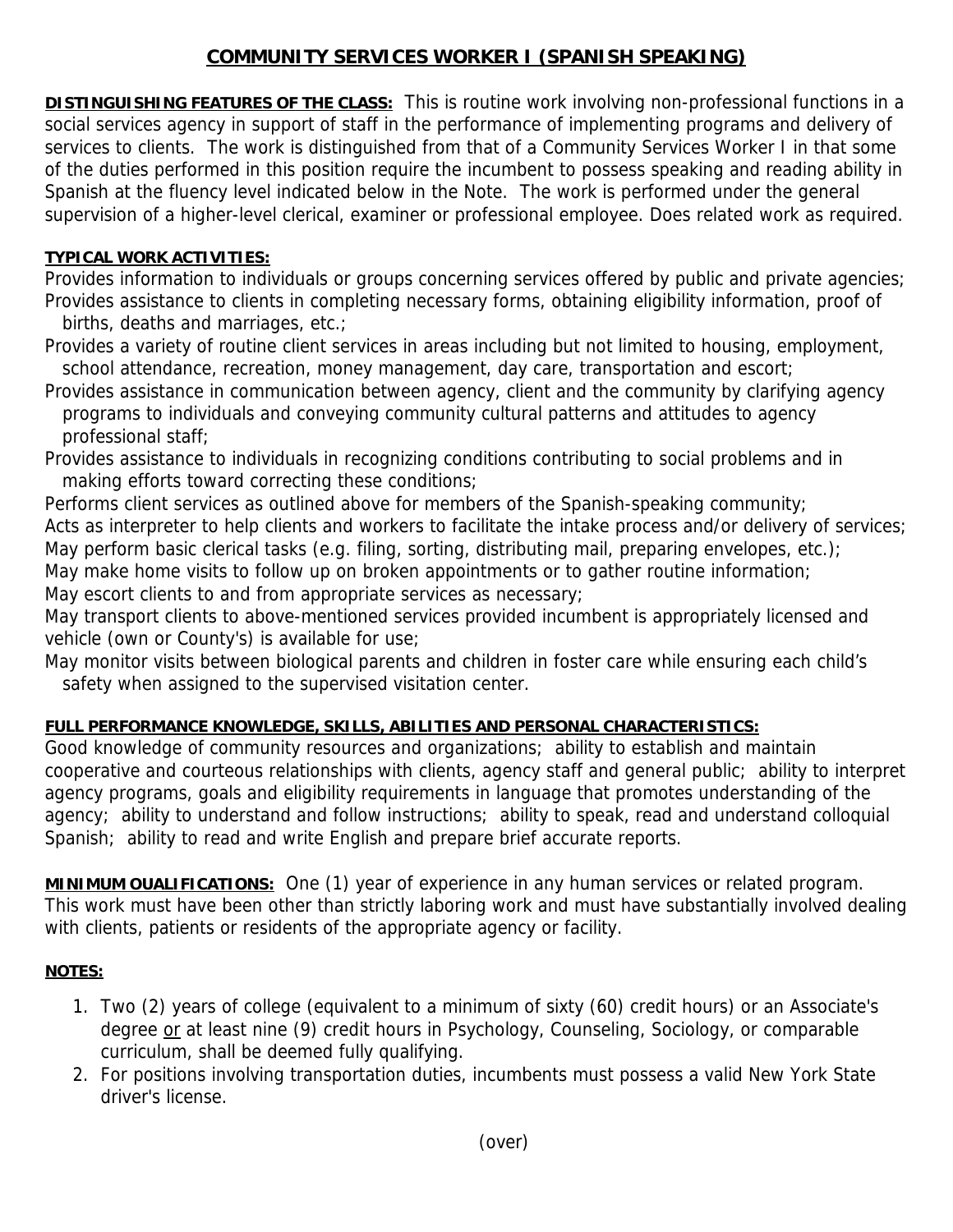# COMMUNITY SERVICES WORKER I (SPANISH SPEAKING)

**DISTINGUISHING FEATURES OF THE CLASS:** This is routine work involving non-professional functions in a social services agency in support of staff in the performance of implementing programs and delivery of services to clients. The work is distinguished from that of a Community Services Worker I in that some of the duties performed in this position require the incumbent to possess speaking and reading ability in Spanish at the fluency level indicated below in the Note. The work is performed under the general supervision of a higher-level clerical, examiner or professional employee. Does related work as required.

**TYPICAL WORK ACTIVITIES:**

Provides information to individuals or groups concerning services offered by public and private agencies;
Provides assistance to clients in completing necessary forms, obtaining eligibility information, proof of births, deaths and marriages, etc.;
Provides a variety of routine client services in areas including but not limited to housing, employment, school attendance, recreation, money management, day care, transportation and escort;
Provides assistance in communication between agency, client and the community by clarifying agency programs to individuals and conveying community cultural patterns and attitudes to agency professional staff;
Provides assistance to individuals in recognizing conditions contributing to social problems and in making efforts toward correcting these conditions;
Performs client services as outlined above for members of the Spanish-speaking community;
Acts as interpreter to help clients and workers to facilitate the intake process and/or delivery of services;
May perform basic clerical tasks (e.g. filing, sorting, distributing mail, preparing envelopes, etc.);
May make home visits to follow up on broken appointments or to gather routine information;
May escort clients to and from appropriate services as necessary;
May transport clients to above-mentioned services provided incumbent is appropriately licensed and vehicle (own or County's) is available for use;
May monitor visits between biological parents and children in foster care while ensuring each child's safety when assigned to the supervised visitation center.

**FULL PERFORMANCE KNOWLEDGE, SKILLS, ABILITIES AND PERSONAL CHARACTERISTICS:**
Good knowledge of community resources and organizations; ability to establish and maintain cooperative and courteous relationships with clients, agency staff and general public; ability to interpret agency programs, goals and eligibility requirements in language that promotes understanding of the agency; ability to understand and follow instructions; ability to speak, read and understand colloquial Spanish; ability to read and write English and prepare brief accurate reports.

**MINIMUM QUALIFICATIONS:** One (1) year of experience in any human services or related program. This work must have been other than strictly laboring work and must have substantially involved dealing with clients, patients or residents of the appropriate agency or facility.

**NOTES:**

1. Two (2) years of college (equivalent to a minimum of sixty (60) credit hours) or an Associate's degree <u>or</u> at least nine (9) credit hours in Psychology, Counseling, Sociology, or comparable curriculum, shall be deemed fully qualifying.
2. For positions involving transportation duties, incumbents must possess a valid New York State driver's license.

(over)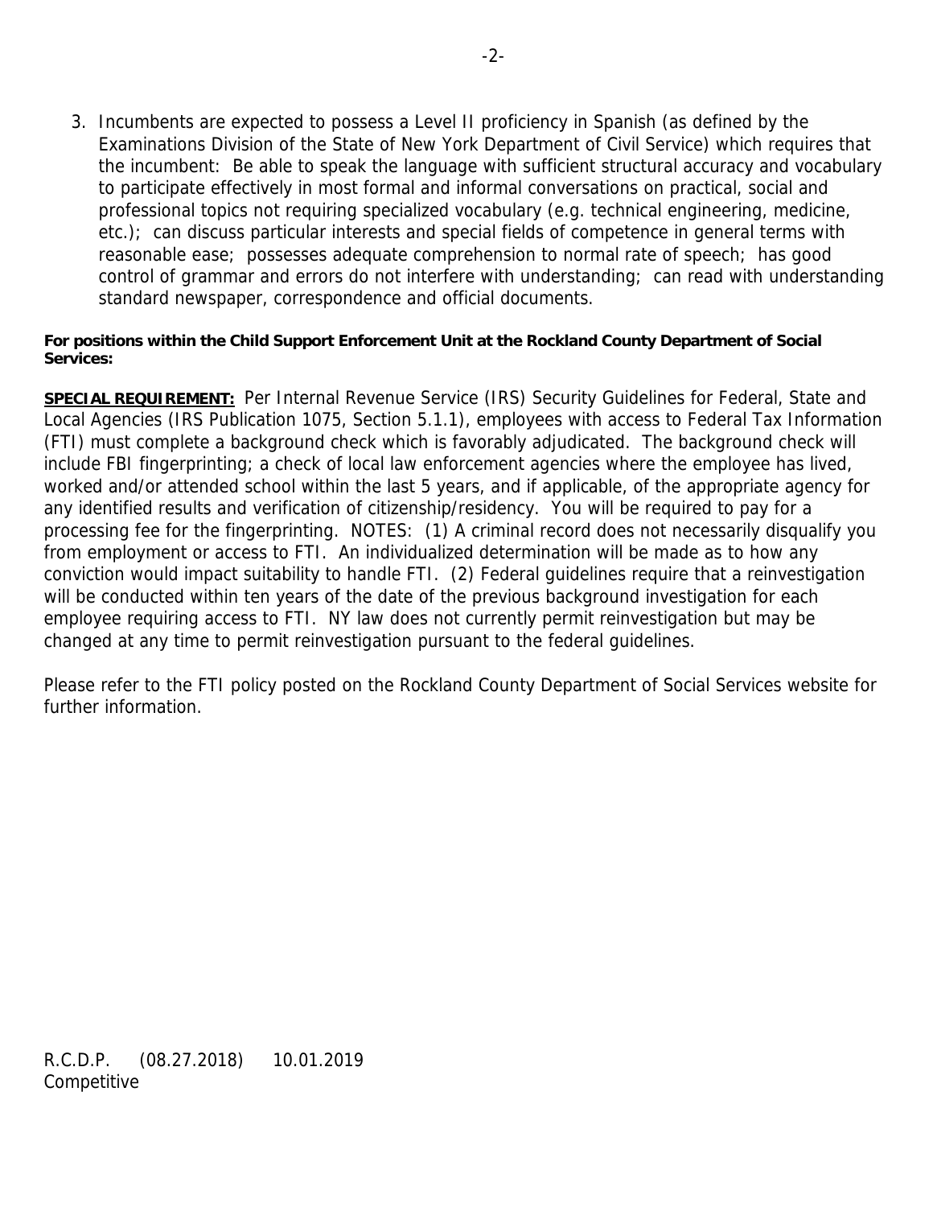3. Incumbents are expected to possess a Level II proficiency in Spanish (as defined by the Examinations Division of the State of New York Department of Civil Service) which requires that the incumbent: Be able to speak the language with sufficient structural accuracy and vocabulary to participate effectively in most formal and informal conversations on practical, social and professional topics not requiring specialized vocabulary (e.g. technical engineering, medicine, etc.); can discuss particular interests and special fields of competence in general terms with reasonable ease; possesses adequate comprehension to normal rate of speech; has good control of grammar and errors do not interfere with understanding; can read with understanding standard newspaper, correspondence and official documents.

**For positions within the Child Support Enforcement Unit at the Rockland County Department of Social Services:**

**SPECIAL REQUIREMENT:** Per Internal Revenue Service (IRS) Security Guidelines for Federal, State and Local Agencies (IRS Publication 1075, Section 5.1.1), employees with access to Federal Tax Information (FTI) must complete a background check which is favorably adjudicated. The background check will include FBI fingerprinting; a check of local law enforcement agencies where the employee has lived, worked and/or attended school within the last 5 years, and if applicable, of the appropriate agency for any identified results and verification of citizenship/residency. You will be required to pay for a processing fee for the fingerprinting. NOTES: (1) A criminal record does not necessarily disqualify you from employment or access to FTI. An individualized determination will be made as to how any conviction would impact suitability to handle FTI. (2) Federal guidelines require that a reinvestigation will be conducted within ten years of the date of the previous background investigation for each employee requiring access to FTI. NY law does not currently permit reinvestigation but may be changed at any time to permit reinvestigation pursuant to the federal guidelines.

Please refer to the FTI policy posted on the Rockland County Department of Social Services website for further information.

R.C.D.P. (08.27.2018) 10.01.2019
Competitive